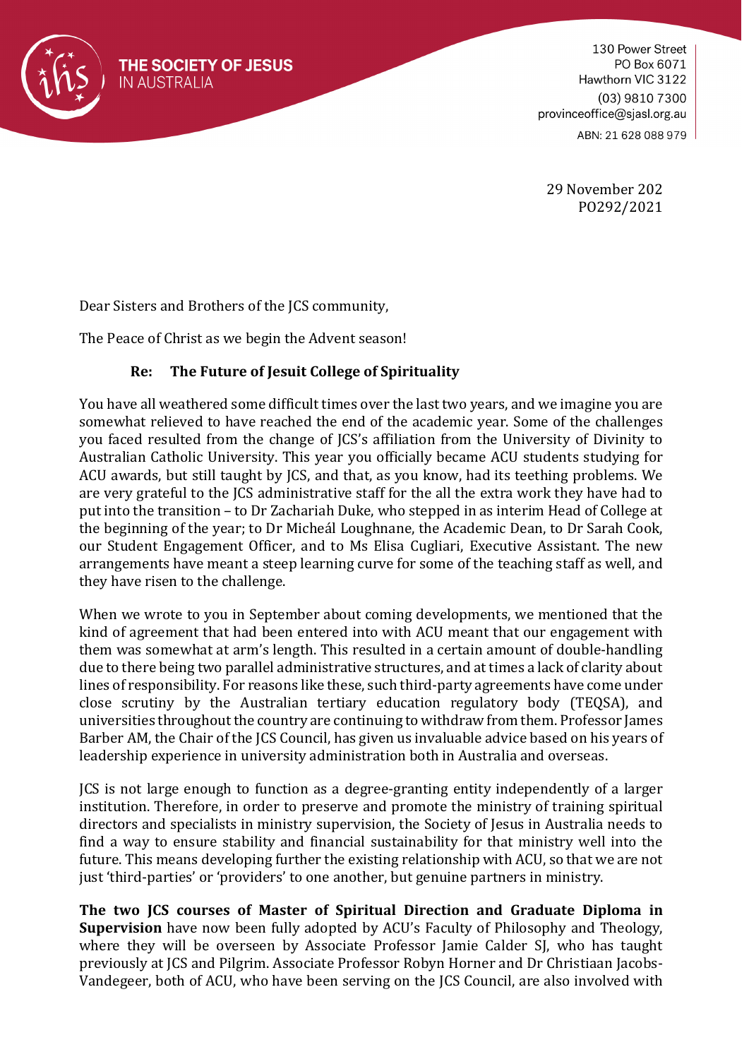THE SOCIETY OF JESUS
IN AUSTRALIA

130 Power Street
PO Box 6071
Hawthorn VIC 3122
(03) 9810 7300
provinceoffice@sjasl.org.au
ABN: 21 628 088 979

29 November 202
PO292/2021

Dear Sisters and Brothers of the JCS community,

The Peace of Christ as we begin the Advent season!

**Re: The Future of Jesuit College of Spirituality**

You have all weathered some difficult times over the last two years, and we imagine you are somewhat relieved to have reached the end of the academic year. Some of the challenges you faced resulted from the change of JCS's affiliation from the University of Divinity to Australian Catholic University. This year you officially became ACU students studying for ACU awards, but still taught by JCS, and that, as you know, had its teething problems. We are very grateful to the JCS administrative staff for the all the extra work they have had to put into the transition – to Dr Zachariah Duke, who stepped in as interim Head of College at the beginning of the year; to Dr Micheál Loughnane, the Academic Dean, to Dr Sarah Cook, our Student Engagement Officer, and to Ms Elisa Cugliari, Executive Assistant. The new arrangements have meant a steep learning curve for some of the teaching staff as well, and they have risen to the challenge.

When we wrote to you in September about coming developments, we mentioned that the kind of agreement that had been entered into with ACU meant that our engagement with them was somewhat at arm's length. This resulted in a certain amount of double-handling due to there being two parallel administrative structures, and at times a lack of clarity about lines of responsibility. For reasons like these, such third-party agreements have come under close scrutiny by the Australian tertiary education regulatory body (TEQSA), and universities throughout the country are continuing to withdraw from them. Professor James Barber AM, the Chair of the JCS Council, has given us invaluable advice based on his years of leadership experience in university administration both in Australia and overseas.

JCS is not large enough to function as a degree-granting entity independently of a larger institution. Therefore, in order to preserve and promote the ministry of training spiritual directors and specialists in ministry supervision, the Society of Jesus in Australia needs to find a way to ensure stability and financial sustainability for that ministry well into the future. This means developing further the existing relationship with ACU, so that we are not just 'third-parties' or 'providers' to one another, but genuine partners in ministry.

**The two JCS courses of Master of Spiritual Direction and Graduate Diploma in Supervision** have now been fully adopted by ACU's Faculty of Philosophy and Theology, where they will be overseen by Associate Professor Jamie Calder SJ, who has taught previously at JCS and Pilgrim. Associate Professor Robyn Horner and Dr Christiaan Jacobs-Vandegeer, both of ACU, who have been serving on the JCS Council, are also involved with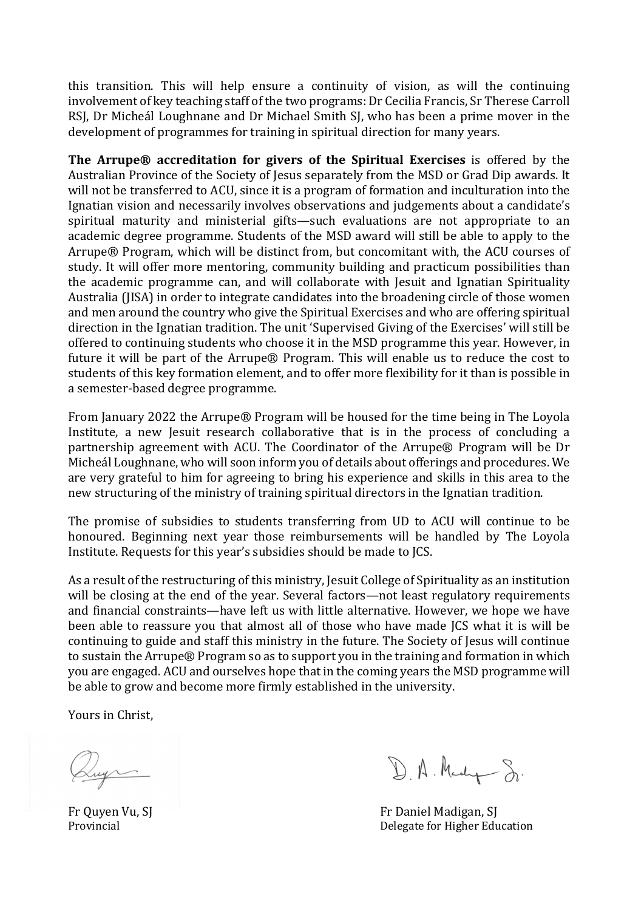this transition. This will help ensure a continuity of vision, as will the continuing involvement of key teaching staff of the two programs: Dr Cecilia Francis, Sr Therese Carroll RSJ, Dr Micheál Loughnane and Dr Michael Smith SJ, who has been a prime mover in the development of programmes for training in spiritual direction for many years.

**The Arrupe® accreditation for givers of the Spiritual Exercises** is offered by the Australian Province of the Society of Jesus separately from the MSD or Grad Dip awards. It will not be transferred to ACU, since it is a program of formation and inculturation into the Ignatian vision and necessarily involves observations and judgements about a candidate's spiritual maturity and ministerial gifts—such evaluations are not appropriate to an academic degree programme. Students of the MSD award will still be able to apply to the Arrupe® Program, which will be distinct from, but concomitant with, the ACU courses of study. It will offer more mentoring, community building and practicum possibilities than the academic programme can, and will collaborate with Jesuit and Ignatian Spirituality Australia (JISA) in order to integrate candidates into the broadening circle of those women and men around the country who give the Spiritual Exercises and who are offering spiritual direction in the Ignatian tradition. The unit 'Supervised Giving of the Exercises' will still be offered to continuing students who choose it in the MSD programme this year. However, in future it will be part of the Arrupe® Program. This will enable us to reduce the cost to students of this key formation element, and to offer more flexibility for it than is possible in a semester-based degree programme.

From January 2022 the Arrupe® Program will be housed for the time being in The Loyola Institute, a new Jesuit research collaborative that is in the process of concluding a partnership agreement with ACU. The Coordinator of the Arrupe® Program will be Dr Micheál Loughnane, who will soon inform you of details about offerings and procedures. We are very grateful to him for agreeing to bring his experience and skills in this area to the new structuring of the ministry of training spiritual directors in the Ignatian tradition.

The promise of subsidies to students transferring from UD to ACU will continue to be honoured. Beginning next year those reimbursements will be handled by The Loyola Institute. Requests for this year's subsidies should be made to JCS.

As a result of the restructuring of this ministry, Jesuit College of Spirituality as an institution will be closing at the end of the year. Several factors—not least regulatory requirements and financial constraints—have left us with little alternative. However, we hope we have been able to reassure you that almost all of those who have made JCS what it is will be continuing to guide and staff this ministry in the future. The Society of Jesus will continue to sustain the Arrupe® Program so as to support you in the training and formation in which you are engaged. ACU and ourselves hope that in the coming years the MSD programme will be able to grow and become more firmly established in the university.

Yours in Christ,

Fr Quyen Vu, SJ
Provincial

Fr Daniel Madigan, SJ
Delegate for Higher Education